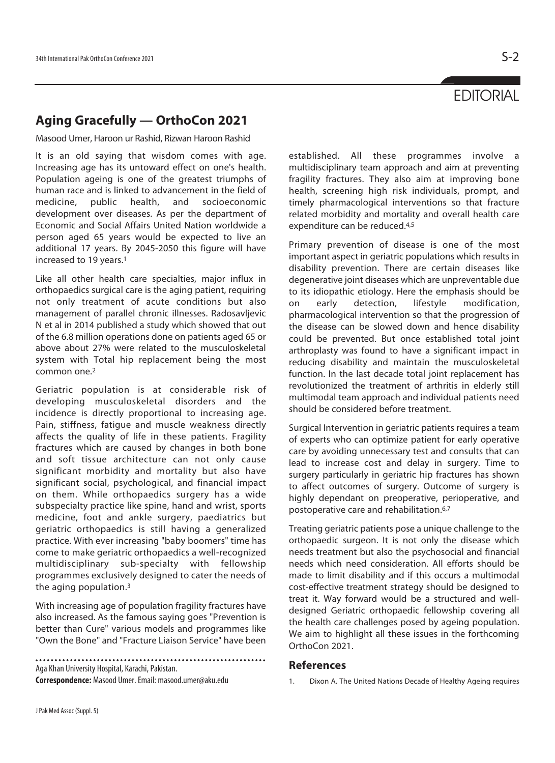EDITORIAL

# Aging Gracefully — OrthoCon 2021

Masood Umer, Haroon ur Rashid, Rizwan Haroon Rashid

It is an old saying that wisdom comes with age. Increasing age has its untoward effect on one's health. Population ageing is one of the greatest triumphs of human race and is linked to advancement in the field of medicine, public health, and socioeconomic development over diseases. As per the department of Economic and Social Affairs United Nation worldwide a person aged 65 years would be expected to live an additional 17 years. By 2045-2050 this figure will have increased to 19 years.[1]

Like all other health care specialties, major influx in orthopaedics surgical care is the aging patient, requiring not only treatment of acute conditions but also management of parallel chronic illnesses. Radosavljevic N et al in 2014 published a study which showed that out of the 6.8 million operations done on patients aged 65 or above about 27% were related to the musculoskeletal system with Total hip replacement being the most common one.[2]

Geriatric population is at considerable risk of developing musculoskeletal disorders and the incidence is directly proportional to increasing age. Pain, stiffness, fatigue and muscle weakness directly affects the quality of life in these patients. Fragility fractures which are caused by changes in both bone and soft tissue architecture can not only cause significant morbidity and mortality but also have significant social, psychological, and financial impact on them. While orthopaedics surgery has a wide subspecialty practice like spine, hand and wrist, sports medicine, foot and ankle surgery, paediatrics but geriatric orthopaedics is still having a generalized practice. With ever increasing "baby boomers" time has come to make geriatric orthopaedics a well-recognized multidisciplinary sub-specialty with fellowship programmes exclusively designed to cater the needs of the aging population.[3]

With increasing age of population fragility fractures have also increased. As the famous saying goes "Prevention is better than Cure" various models and programmes like "Own the Bone" and "Fracture Liaison Service" have been established. All these programmes involve a multidisciplinary team approach and aim at preventing fragility fractures. They also aim at improving bone health, screening high risk individuals, prompt, and timely pharmacological interventions so that fracture related morbidity and mortality and overall health care expenditure can be reduced.[4,5]

Primary prevention of disease is one of the most important aspect in geriatric populations which results in disability prevention. There are certain diseases like degenerative joint diseases which are unpreventable due to its idiopathic etiology. Here the emphasis should be on early detection, lifestyle modification, pharmacological intervention so that the progression of the disease can be slowed down and hence disability could be prevented. But once established total joint arthroplasty was found to have a significant impact in reducing disability and maintain the musculoskeletal function. In the last decade total joint replacement has revolutionized the treatment of arthritis in elderly still multimodal team approach and individual patients need should be considered before treatment.

Surgical Intervention in geriatric patients requires a team of experts who can optimize patient for early operative care by avoiding unnecessary test and consults that can lead to increase cost and delay in surgery. Time to surgery particularly in geriatric hip fractures has shown to affect outcomes of surgery. Outcome of surgery is highly dependant on preoperative, perioperative, and postoperative care and rehabilitation.[6,7]

Treating geriatric patients pose a unique challenge to the orthopaedic surgeon. It is not only the disease which needs treatment but also the psychosocial and financial needs which need consideration. All efforts should be made to limit disability and if this occurs a multimodal cost-effective treatment strategy should be designed to treat it. Way forward would be a structured and well-designed Geriatric orthopaedic fellowship covering all the health care challenges posed by ageing population. We aim to highlight all these issues in the forthcoming OrthoCon 2021.

Aga Khan University Hospital, Karachi, Pakistan.

**Correspondence:** Masood Umer. Email: masood.umer@aku.edu

## References

1. Dixon A. The United Nations Decade of Healthy Ageing requires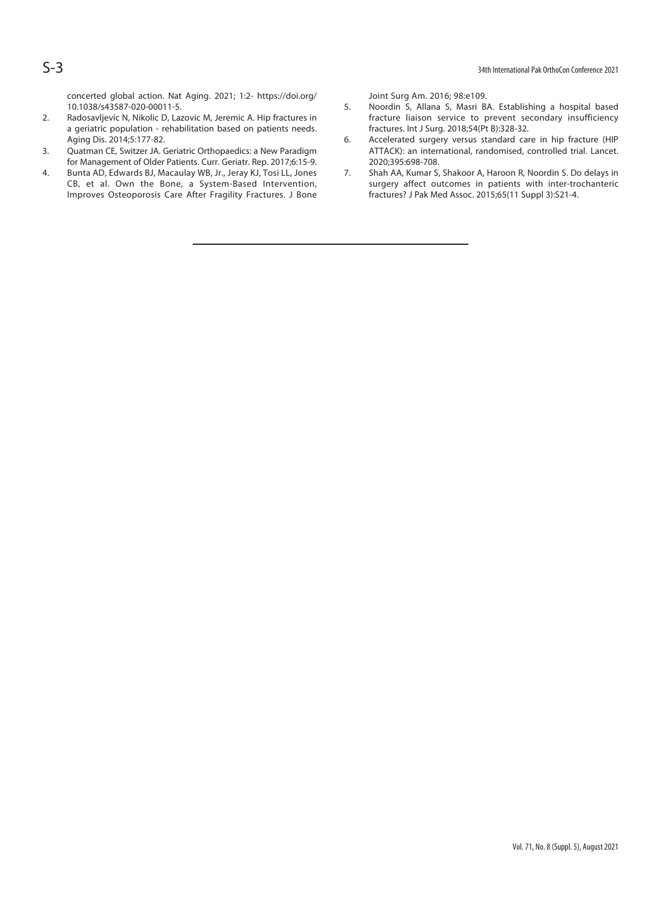concerted global action. Nat Aging. 2021; 1:2- https://doi.org/10.1038/s43587-020-00011-5.

2. Radosavljevic N, Nikolic D, Lazovic M, Jeremic A. Hip fractures in a geriatric population - rehabilitation based on patients needs. Aging Dis. 2014;5:177-82.
3. Quatman CE, Switzer JA. Geriatric Orthopaedics: a New Paradigm for Management of Older Patients. Curr. Geriatr. Rep. 2017;6:15-9.
4. Bunta AD, Edwards BJ, Macaulay WB, Jr., Jeray KJ, Tosi LL, Jones CB, et al. Own the Bone, a System-Based Intervention, Improves Osteoporosis Care After Fragility Fractures. J Bone Joint Surg Am. 2016; 98:e109.
5. Noordin S, Allana S, Masri BA. Establishing a hospital based fracture liaison service to prevent secondary insufficiency fractures. Int J Surg. 2018;54(Pt B):328-32.
6. Accelerated surgery versus standard care in hip fracture (HIP ATTACK): an international, randomised, controlled trial. Lancet. 2020;395:698-708.
7. Shah AA, Kumar S, Shakoor A, Haroon R, Noordin S. Do delays in surgery affect outcomes in patients with inter-trochanteric fractures? J Pak Med Assoc. 2015;65(11 Suppl 3):S21-4.